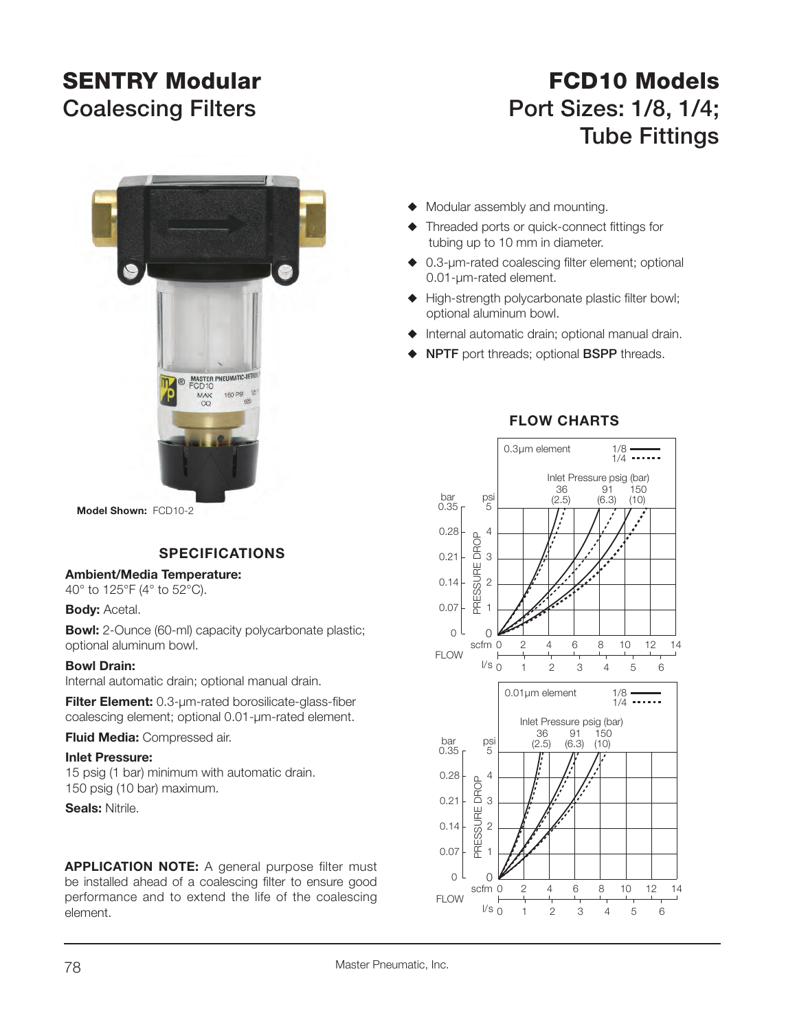# SENTRY Modular Coalescing Filters

# FCD10 Models

## Port Sizes: 1/8, 1/4; Tube Fittings

**Model Shown:** FCD10-2

- Modular assembly and mounting.
- Threaded ports or quick-connect fittings for tubing up to 10 mm in diameter.
- 0.3-µm-rated coalescing filter element; optional 0.01-µm-rated element.
- High-strength polycarbonate plastic filter bowl; optional aluminum bowl.
- Internal automatic drain; optional manual drain.
- **NPTF** port threads; optional **BSPP** threads.

### SPECIFICATIONS

**Ambient/Media Temperature:**
40° to 125°F (4° to 52°C).

**Body:** Acetal.

**Bowl:** 2-Ounce (60-ml) capacity polycarbonate plastic; optional aluminum bowl.

**Bowl Drain:**
Internal automatic drain; optional manual drain.

**Filter Element:** 0.3-µm-rated borosilicate-glass-fiber coalescing element; optional 0.01-µm-rated element.

**Fluid Media:** Compressed air.

**Inlet Pressure:**
15 psig (1 bar) minimum with automatic drain.
150 psig (10 bar) maximum.

**Seals:** Nitrile.

**APPLICATION NOTE:** A general purpose filter must be installed ahead of a coalescing filter to ensure good performance and to extend the life of the coalescing element.

### FLOW CHARTS

0.3µm element — 1/8 (solid), 1/4 (dotted)
Inlet Pressure psig (bar): 36 (2.5), 91 (6.3), 150 (10)
Pressure Drop: bar 0–0.35 / psi 0–5; Flow: scfm 0–14 / l/s 0–6

0.01µm element — 1/8 (solid), 1/4 (dotted)
Inlet Pressure psig (bar): 36 (2.5), 91 (6.3), 150 (10)
Pressure Drop: bar 0–0.35 / psi 0–5; Flow: scfm 0–14 / l/s 0–6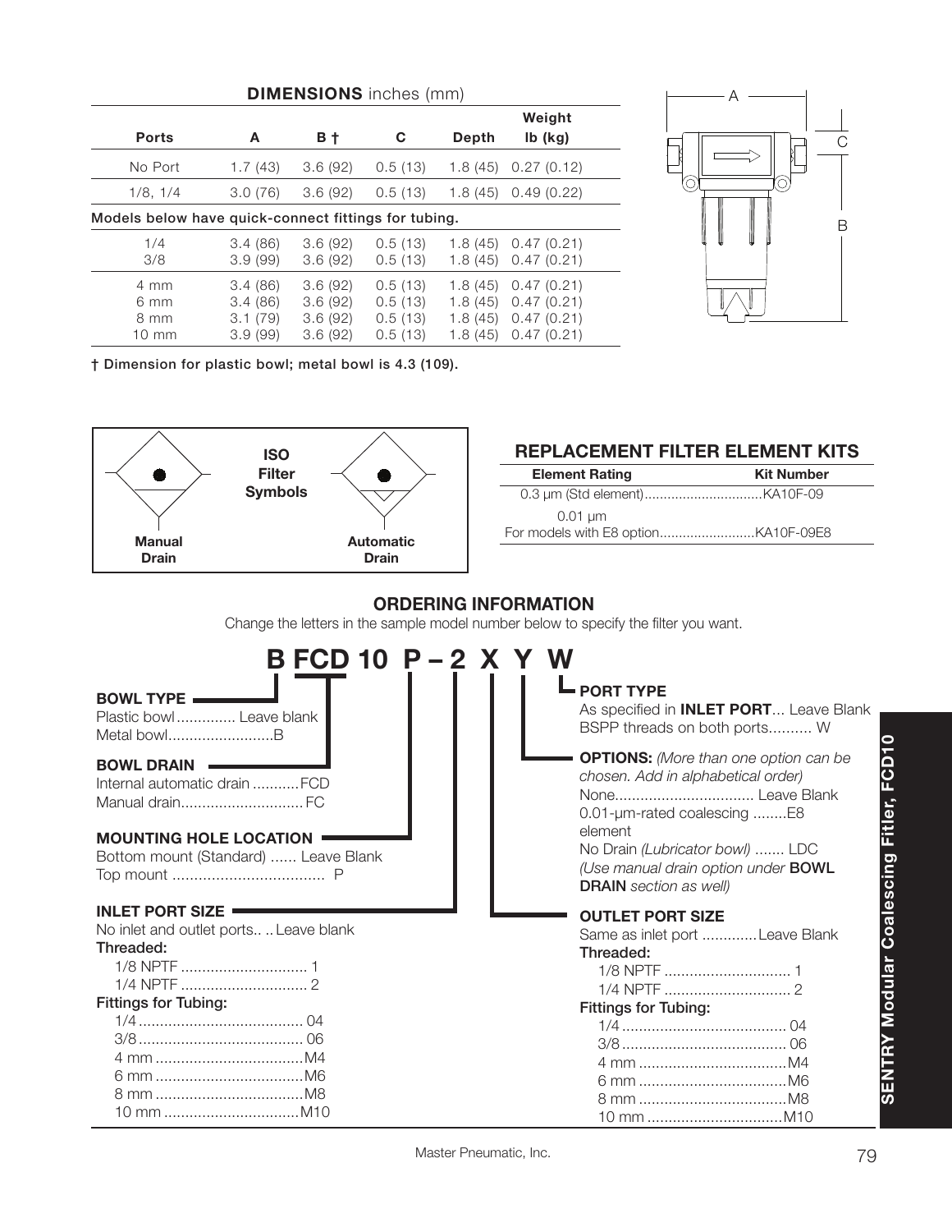## DIMENSIONS inches (mm)

| Ports | A | B † | C | Depth | Weight lb (kg) |
|---|---|---|---|---|---|
| No Port | 1.7 (43) | 3.6 (92) | 0.5 (13) | 1.8 (45) | 0.27 (0.12) |
| 1/8, 1/4 | 3.0 (76) | 3.6 (92) | 0.5 (13) | 1.8 (45) | 0.49 (0.22) |
| Models below have quick-connect fittings for tubing. | | | | | |
| 1/4 | 3.4 (86) | 3.6 (92) | 0.5 (13) | 1.8 (45) | 0.47 (0.21) |
| 3/8 | 3.9 (99) | 3.6 (92) | 0.5 (13) | 1.8 (45) | 0.47 (0.21) |
| 4 mm | 3.4 (86) | 3.6 (92) | 0.5 (13) | 1.8 (45) | 0.47 (0.21) |
| 6 mm | 3.4 (86) | 3.6 (92) | 0.5 (13) | 1.8 (45) | 0.47 (0.21) |
| 8 mm | 3.1 (79) | 3.6 (92) | 0.5 (13) | 1.8 (45) | 0.47 (0.21) |
| 10 mm | 3.9 (99) | 3.6 (92) | 0.5 (13) | 1.8 (45) | 0.47 (0.21) |

**† Dimension for plastic bowl; metal bowl is 4.3 (109).**

A

C

B

**ISO Filter Symbols**

**Manual Drain**

**Automatic Drain**

## REPLACEMENT FILTER ELEMENT KITS

| Element Rating | Kit Number |
|---|---|
| 0.3 µm (Std element) | KA10F-09 |
| 0.01 µm For models with E8 option | KA10F-09E8 |

## ORDERING INFORMATION

Change the letters in the sample model number below to specify the filter you want.

**B FCD 10 P – 2 X Y W**

**BOWL TYPE**
Plastic bowl .............. Leave blank
Metal bowl.........................B

**BOWL DRAIN**
Internal automatic drain ...........FCD
Manual drain............................. FC

**MOUNTING HOLE LOCATION**
Bottom mount (Standard) ...... Leave Blank
Top mount ................................... P

**INLET PORT SIZE**
No inlet and outlet ports.. .. Leave blank
**Threaded:**
1/8 NPTF .............................. 1
1/4 NPTF .............................. 2
**Fittings for Tubing:**
1/4 ....................................... 04
3/8 ....................................... 06
4 mm ...................................M4
6 mm ...................................M6
8 mm ...................................M8
10 mm ................................M10

**PORT TYPE**
As specified in **INLET PORT**... Leave Blank
BSPP threads on both ports.......... W

**OPTIONS:** *(More than one option can be chosen. Add in alphabetical order)*
None................................. Leave Blank
0.01-µm-rated coalescing ........E8 element
No Drain *(Lubricator bowl)* ....... LDC
*(Use manual drain option under* **BOWL DRAIN** *section as well)*

**OUTLET PORT SIZE**
Same as inlet port .............Leave Blank
**Threaded:**
1/8 NPTF .............................. 1
1/4 NPTF .............................. 2
**Fittings for Tubing:**
1/4 ....................................... 04
3/8 ....................................... 06
4 mm ...................................M4
6 mm ...................................M6
8 mm ...................................M8
10 mm ................................M10